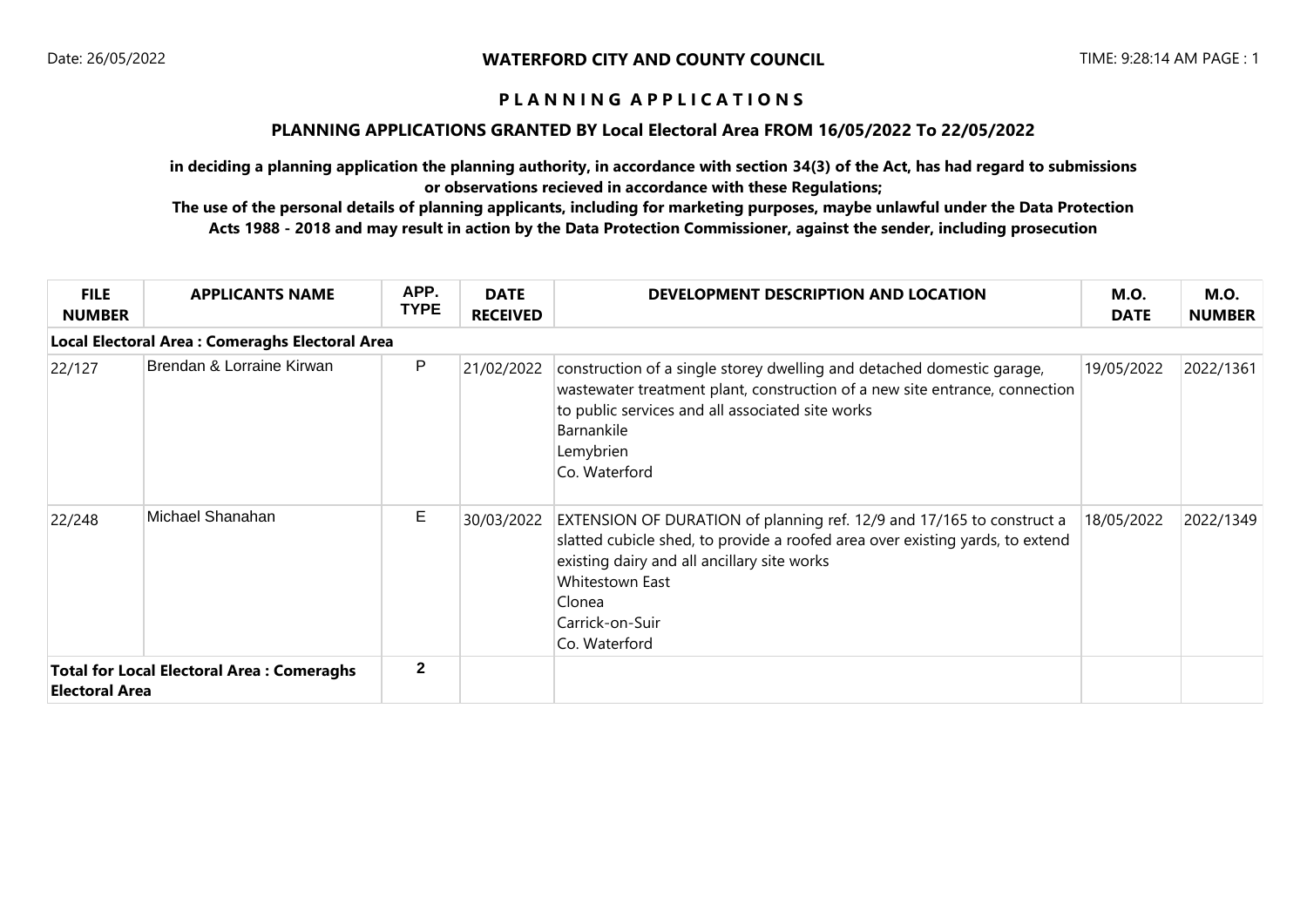# WATERFORD CITY AND COUNTY COUNCIL

## P L A N N I N G A P P L I C A T I O N S

### PLANNING APPLICATIONS GRANTED BY Local Electoral Area FROM 16/05/2022 To 22/05/2022

**in deciding a planning application the planning authority, in accordance with section 34(3) of the Act, has had regard to submissions or observations recieved in accordance with these Regulations;**

**The use of the personal details of planning applicants, including for marketing purposes, maybe unlawful under the Data Protection Acts 1988 - 2018 and may result in action by the Data Protection Commissioner, against the sender, including prosecution**

| FILE NUMBER | APPLICANTS NAME | APP. TYPE | DATE RECEIVED | DEVELOPMENT DESCRIPTION AND LOCATION | M.O. DATE | M.O. NUMBER |
|---|---|---|---|---|---|---|
| **Local Electoral Area : Comeraghs Electoral Area** | | | | | | |
| 22/127 | Brendan & Lorraine Kirwan | P | 21/02/2022 | construction of a single storey dwelling and detached domestic garage, wastewater treatment plant, construction of a new site entrance, connection to public services and all associated site works<br>Barnankile<br>Lemybrien<br>Co. Waterford | 19/05/2022 | 2022/1361 |
| 22/248 | Michael Shanahan | E | 30/03/2022 | EXTENSION OF DURATION of planning ref. 12/9 and 17/165 to construct a slatted cubicle shed, to provide a roofed area over existing yards, to extend existing dairy and all ancillary site works<br>Whitestown East<br>Clonea<br>Carrick-on-Suir<br>Co. Waterford | 18/05/2022 | 2022/1349 |
| **Total for Local Electoral Area : Comeraghs Electoral Area** | | 2 | | | | |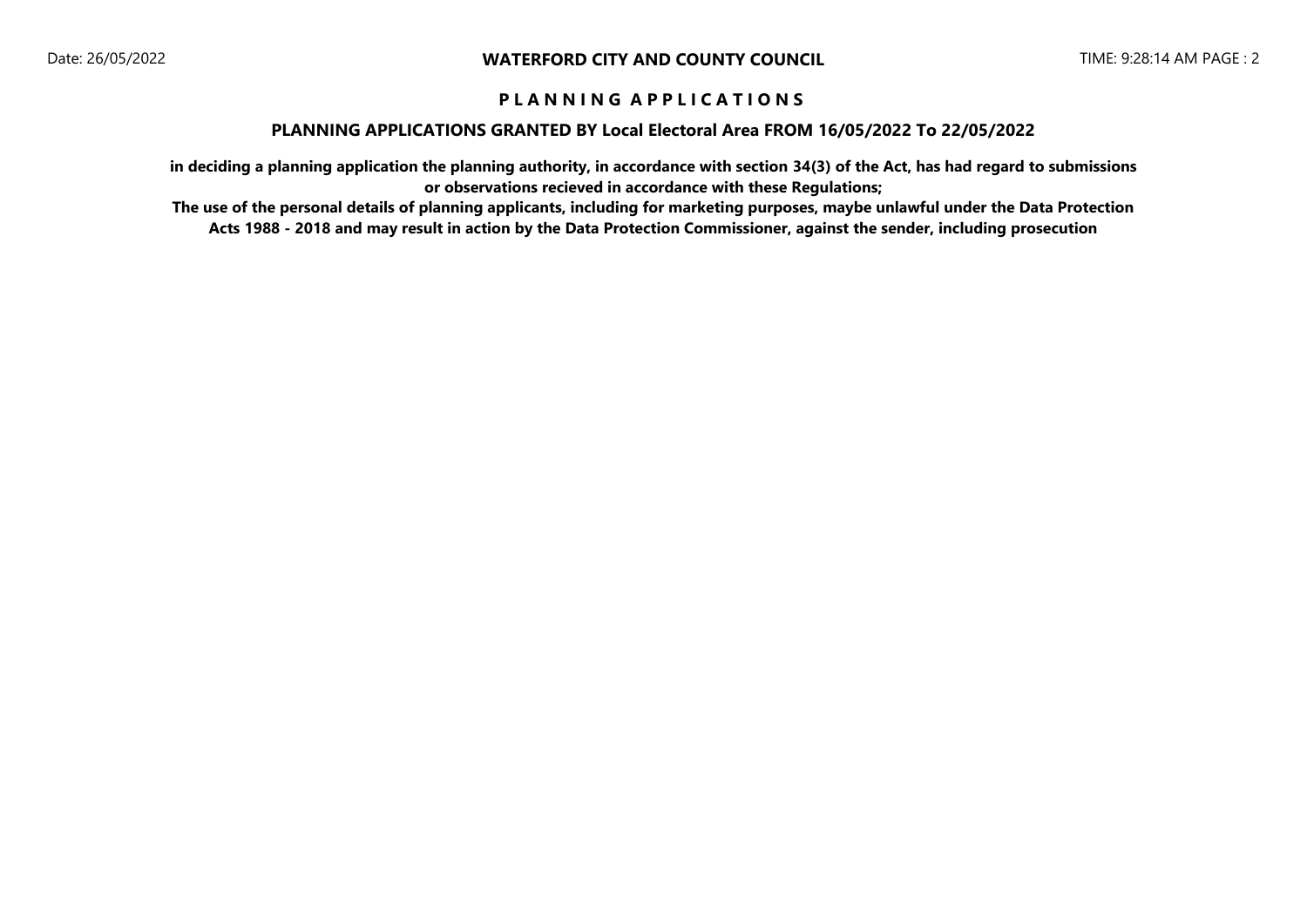## PLANNING APPLICATIONS

### PLANNING APPLICATIONS GRANTED BY Local Electoral Area FROM 16/05/2022 To 22/05/2022

**in deciding a planning application the planning authority, in accordance with section 34(3) of the Act, has had regard to submissions or observations recieved in accordance with these Regulations;**

**The use of the personal details of planning applicants, including for marketing purposes, maybe unlawful under the Data Protection Acts 1988 - 2018 and may result in action by the Data Protection Commissioner, against the sender, including prosecution**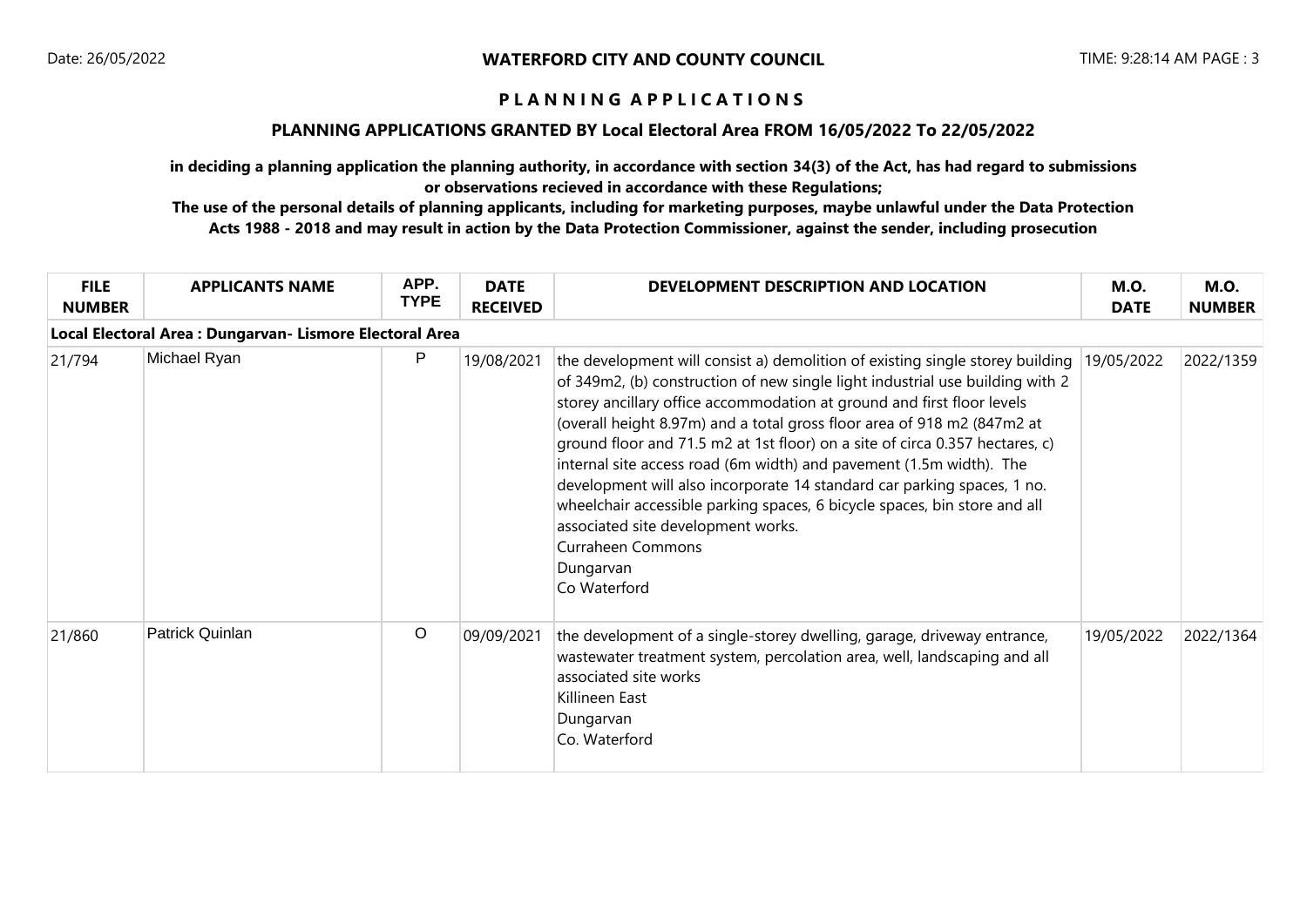**WATERFORD CITY AND COUNTY COUNCIL**

# P L A N N I N G  A P P L I C A T I O N S

## PLANNING APPLICATIONS GRANTED BY Local Electoral Area FROM 16/05/2022 To 22/05/2022

**in deciding a planning application the planning authority, in accordance with section 34(3) of the Act, has had regard to submissions or observations recieved in accordance with these Regulations;**

**The use of the personal details of planning applicants, including for marketing purposes, maybe unlawful under the Data Protection Acts 1988 - 2018 and may result in action by the Data Protection Commissioner, against the sender, including prosecution**

| FILE NUMBER | APPLICANTS NAME | APP. TYPE | DATE RECEIVED | DEVELOPMENT DESCRIPTION AND LOCATION | M.O. DATE | M.O. NUMBER |
|---|---|---|---|---|---|---|
| **Local Electoral Area : Dungarvan- Lismore Electoral Area** | | | | | | |
| 21/794 | Michael Ryan | P | 19/08/2021 | the development will consist a) demolition of existing single storey building of 349m2, (b) construction of new single light industrial use building with 2 storey ancillary office accommodation at ground and first floor levels (overall height 8.97m) and a total gross floor area of 918 m2 (847m2 at ground floor and 71.5 m2 at 1st floor) on a site of circa 0.357 hectares, c) internal site access road (6m width) and pavement (1.5m width). The development will also incorporate 14 standard car parking spaces, 1 no. wheelchair accessible parking spaces, 6 bicycle spaces, bin store and all associated site development works.<br>Curraheen Commons<br>Dungarvan<br>Co Waterford | 19/05/2022 | 2022/1359 |
| 21/860 | Patrick Quinlan | O | 09/09/2021 | the development of a single-storey dwelling, garage, driveway entrance, wastewater treatment system, percolation area, well, landscaping and all associated site works<br>Killineen East<br>Dungarvan<br>Co. Waterford | 19/05/2022 | 2022/1364 |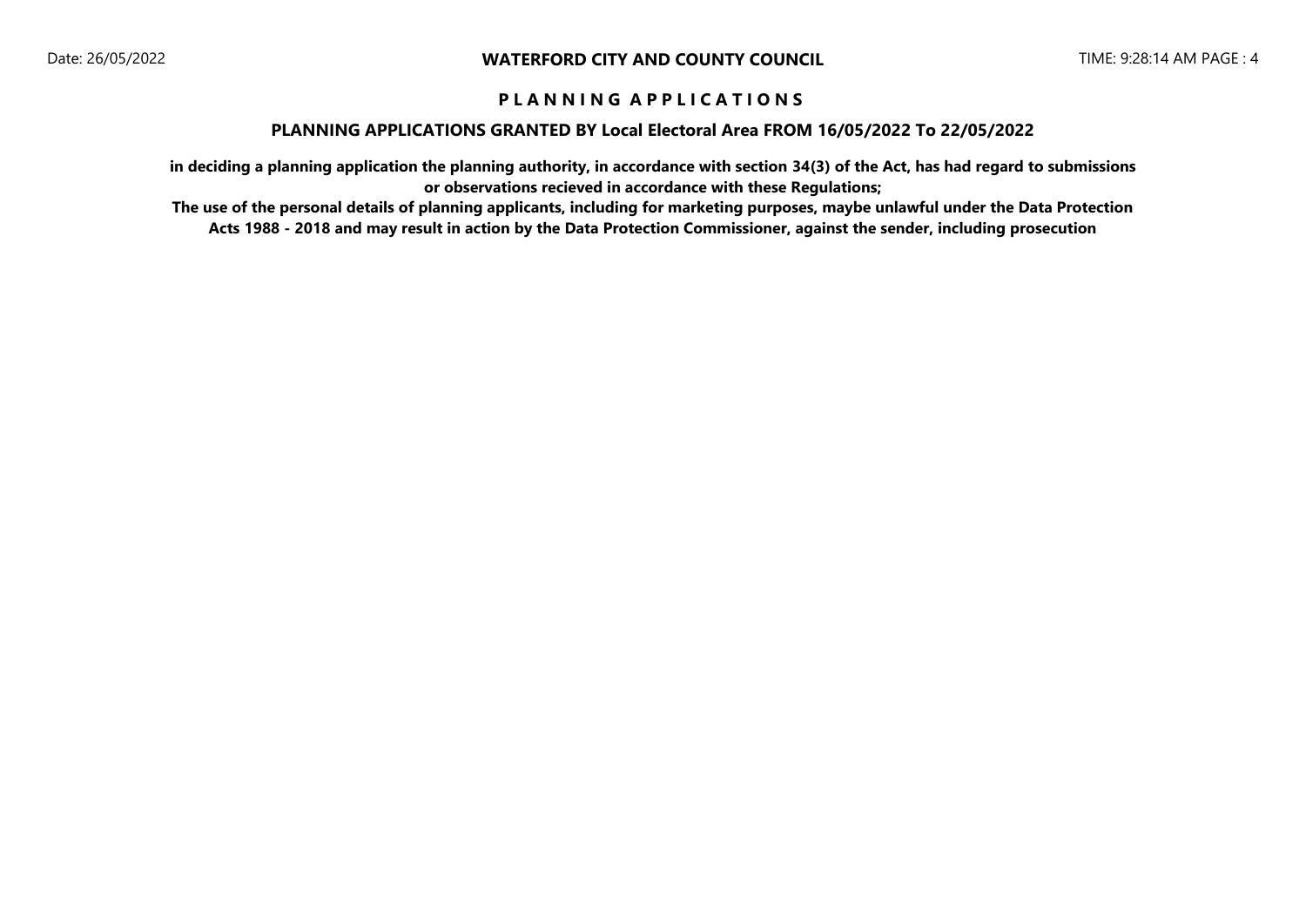**P L A N N I N G A P P L I C A T I O N S**

**PLANNING APPLICATIONS GRANTED BY Local Electoral Area FROM 16/05/2022 To 22/05/2022**

**in deciding a planning application the planning authority, in accordance with section 34(3) of the Act, has had regard to submissions or observations recieved in accordance with these Regulations;**

**The use of the personal details of planning applicants, including for marketing purposes, maybe unlawful under the Data Protection Acts 1988 - 2018 and may result in action by the Data Protection Commissioner, against the sender, including prosecution**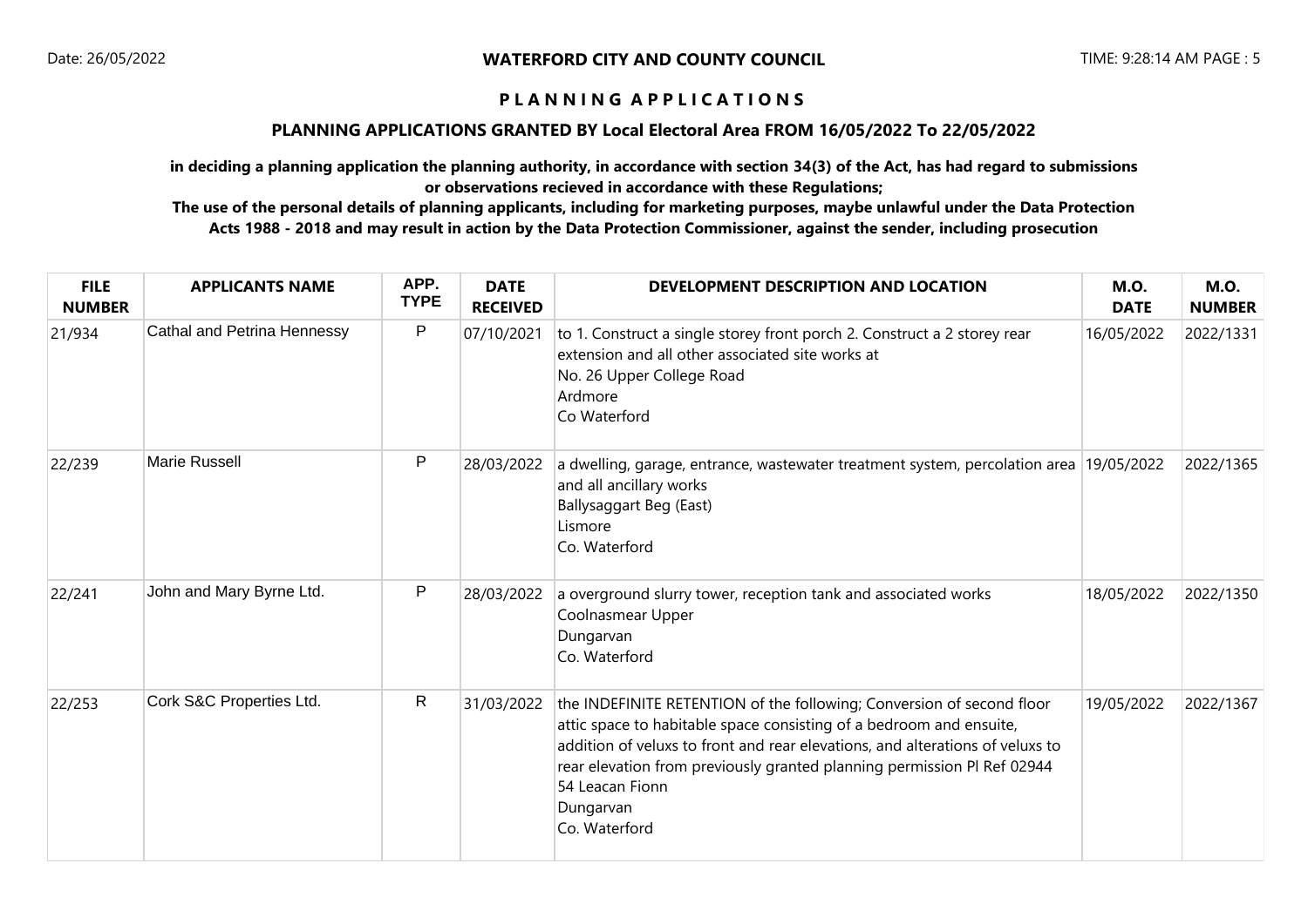**WATERFORD CITY AND COUNTY COUNCIL**

# PLANNING APPLICATIONS

## PLANNING APPLICATIONS GRANTED BY Local Electoral Area FROM 16/05/2022 To 22/05/2022

**in deciding a planning application the planning authority, in accordance with section 34(3) of the Act, has had regard to submissions or observations recieved in accordance with these Regulations;**

**The use of the personal details of planning applicants, including for marketing purposes, maybe unlawful under the Data Protection Acts 1988 - 2018 and may result in action by the Data Protection Commissioner, against the sender, including prosecution**

| FILE NUMBER | APPLICANTS NAME | APP. TYPE | DATE RECEIVED | DEVELOPMENT DESCRIPTION AND LOCATION | M.O. DATE | M.O. NUMBER |
|---|---|---|---|---|---|---|
| 21/934 | Cathal and Petrina Hennessy | P | 07/10/2021 | to 1. Construct a single storey front porch 2. Construct a 2 storey rear extension and all other associated site works at<br>No. 26 Upper College Road<br>Ardmore<br>Co Waterford | 16/05/2022 | 2022/1331 |
| 22/239 | Marie Russell | P | 28/03/2022 | a dwelling, garage, entrance, wastewater treatment system, percolation area and all ancillary works<br>Ballysaggart Beg (East)<br>Lismore<br>Co. Waterford | 19/05/2022 | 2022/1365 |
| 22/241 | John and Mary Byrne Ltd. | P | 28/03/2022 | a overground slurry tower, reception tank and associated works<br>Coolnasmear Upper<br>Dungarvan<br>Co. Waterford | 18/05/2022 | 2022/1350 |
| 22/253 | Cork S&C Properties Ltd. | R | 31/03/2022 | the INDEFINITE RETENTION of the following; Conversion of second floor attic space to habitable space consisting of a bedroom and ensuite, addition of veluxs to front and rear elevations, and alterations of veluxs to rear elevation from previously granted planning permission Pl Ref 02944<br>54 Leacan Fionn<br>Dungarvan<br>Co. Waterford | 19/05/2022 | 2022/1367 |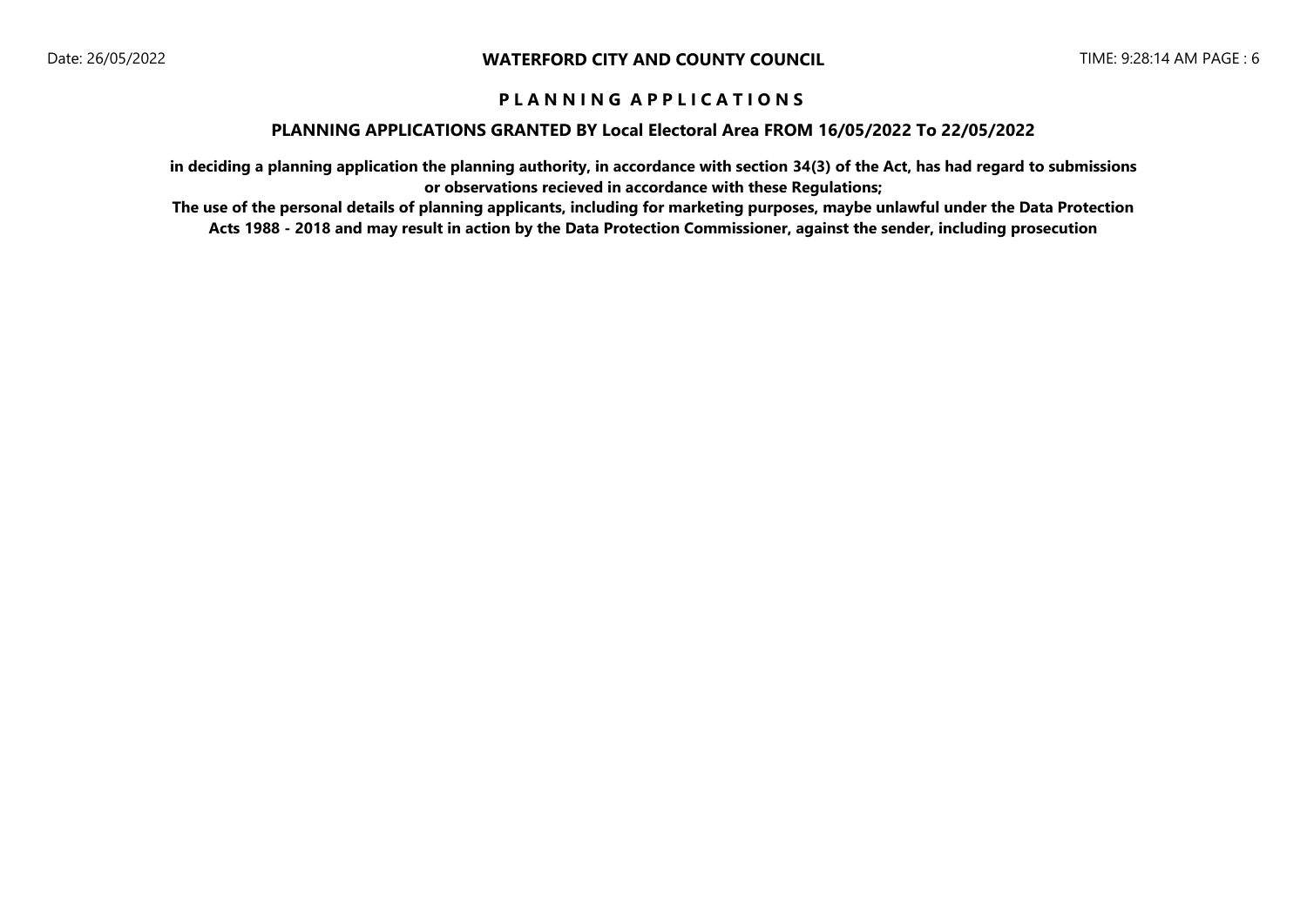# WATERFORD CITY AND COUNTY COUNCIL

## P L A N N I N G   A P P L I C A T I O N S

### PLANNING APPLICATIONS GRANTED BY Local Electoral Area FROM 16/05/2022 To 22/05/2022

**in deciding a planning application the planning authority, in accordance with section 34(3) of the Act, has had regard to submissions or observations recieved in accordance with these Regulations;**

**The use of the personal details of planning applicants, including for marketing purposes, maybe unlawful under the Data Protection Acts 1988 - 2018 and may result in action by the Data Protection Commissioner, against the sender, including prosecution**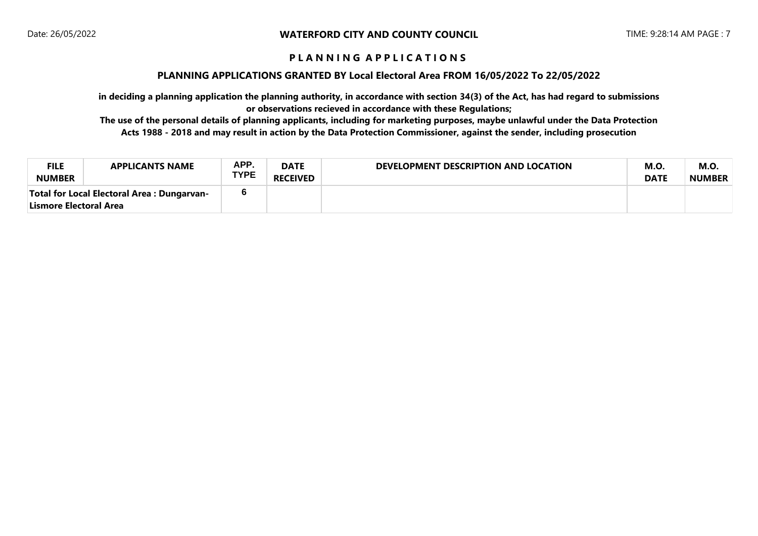**WATERFORD CITY AND COUNTY COUNCIL**

Date: 26/05/2022

TIME: 9:28:14 AM PAGE : 7

## P L A N N I N G   A P P L I C A T I O N S

### PLANNING APPLICATIONS GRANTED BY Local Electoral Area FROM 16/05/2022 To 22/05/2022

**in deciding a planning application the planning authority, in accordance with section 34(3) of the Act, has had regard to submissions or observations recieved in accordance with these Regulations;**

**The use of the personal details of planning applicants, including for marketing purposes, maybe unlawful under the Data Protection Acts 1988 - 2018 and may result in action by the Data Protection Commissioner, against the sender, including prosecution**

| FILE NUMBER | APPLICANTS NAME | APP. TYPE | DATE RECEIVED | DEVELOPMENT DESCRIPTION AND LOCATION | M.O. DATE | M.O. NUMBER |
|---|---|---|---|---|---|---|
| **Total for Local Electoral Area : Dungarvan-Lismore Electoral Area** | | 6 | | | | |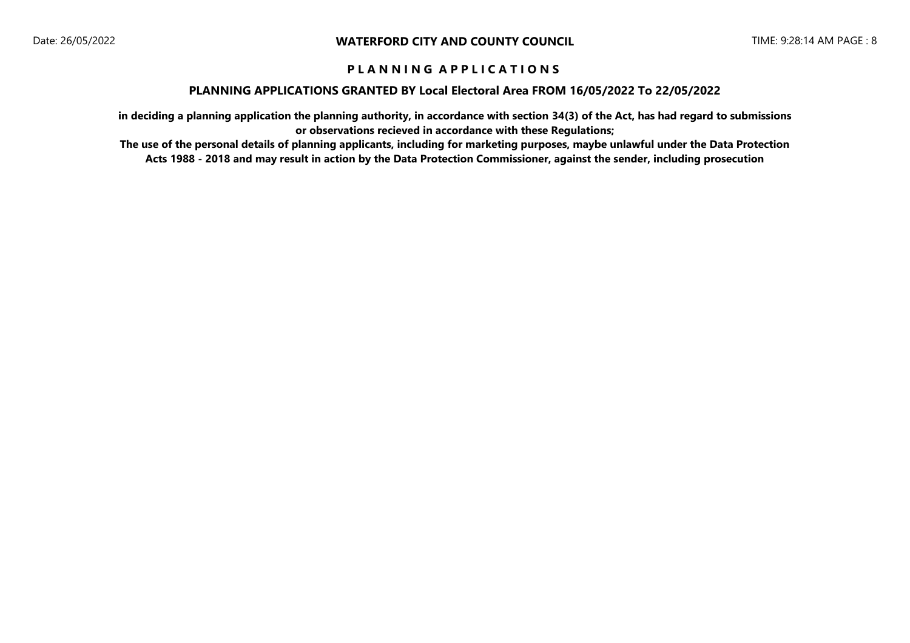# P L A N N I N G A P P L I C A T I O N S

## PLANNING APPLICATIONS GRANTED BY Local Electoral Area FROM 16/05/2022 To 22/05/2022

**in deciding a planning application the planning authority, in accordance with section 34(3) of the Act, has had regard to submissions or observations recieved in accordance with these Regulations;**

**The use of the personal details of planning applicants, including for marketing purposes, maybe unlawful under the Data Protection Acts 1988 - 2018 and may result in action by the Data Protection Commissioner, against the sender, including prosecution**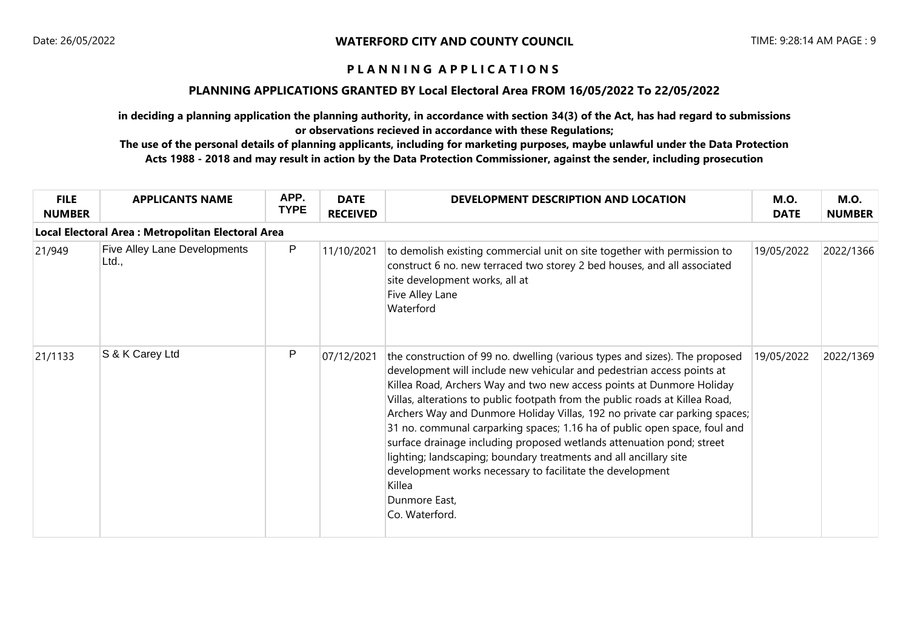## PLANNING APPLICATIONS

### PLANNING APPLICATIONS GRANTED BY Local Electoral Area FROM 16/05/2022 To 22/05/2022

**in deciding a planning application the planning authority, in accordance with section 34(3) of the Act, has had regard to submissions or observations recieved in accordance with these Regulations;**

**The use of the personal details of planning applicants, including for marketing purposes, maybe unlawful under the Data Protection Acts 1988 - 2018 and may result in action by the Data Protection Commissioner, against the sender, including prosecution**

| FILE NUMBER | APPLICANTS NAME | APP. TYPE | DATE RECEIVED | DEVELOPMENT DESCRIPTION AND LOCATION | M.O. DATE | M.O. NUMBER |
|---|---|---|---|---|---|---|
| **Local Electoral Area : Metropolitan Electoral Area** | | | | | | |
| 21/949 | Five Alley Lane Developments Ltd., | P | 11/10/2021 | to demolish existing commercial unit on site together with permission to construct 6 no. new terraced two storey 2 bed houses, and all associated site development works, all at<br>Five Alley Lane<br>Waterford | 19/05/2022 | 2022/1366 |
| 21/1133 | S & K Carey Ltd | P | 07/12/2021 | the construction of 99 no. dwelling (various types and sizes). The proposed development will include new vehicular and pedestrian access points at Killea Road, Archers Way and two new access points at Dunmore Holiday Villas, alterations to public footpath from the public roads at Killea Road, Archers Way and Dunmore Holiday Villas, 192 no private car parking spaces; 31 no. communal carparking spaces; 1.16 ha of public open space, foul and surface drainage including proposed wetlands attenuation pond; street lighting; landscaping; boundary treatments and all ancillary site development works necessary to facilitate the development<br>Killea<br>Dunmore East,<br>Co. Waterford. | 19/05/2022 | 2022/1369 |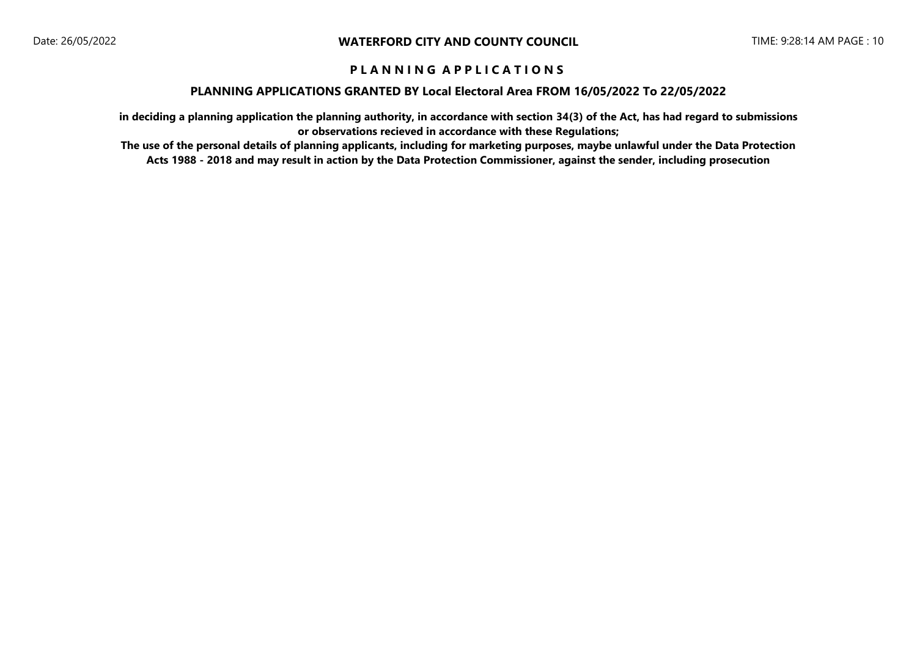**P L A N N I N G   A P P L I C A T I O N S**

**PLANNING APPLICATIONS GRANTED BY Local Electoral Area FROM 16/05/2022 To 22/05/2022**

**in deciding a planning application the planning authority, in accordance with section 34(3) of the Act, has had regard to submissions or observations recieved in accordance with these Regulations;**

**The use of the personal details of planning applicants, including for marketing purposes, maybe unlawful under the Data Protection Acts 1988 - 2018 and may result in action by the Data Protection Commissioner, against the sender, including prosecution**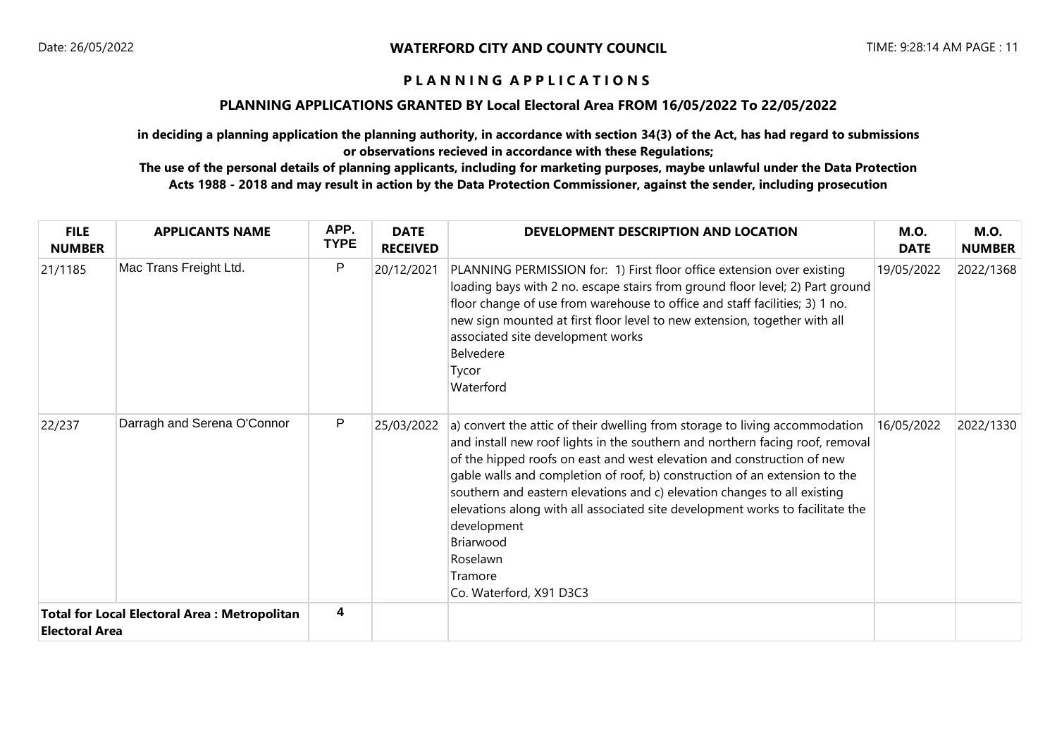# P L A N N I N G   A P P L I C A T I O N S

## PLANNING APPLICATIONS GRANTED BY Local Electoral Area FROM 16/05/2022 To 22/05/2022

**in deciding a planning application the planning authority, in accordance with section 34(3) of the Act, has had regard to submissions or observations recieved in accordance with these Regulations;**

**The use of the personal details of planning applicants, including for marketing purposes, maybe unlawful under the Data Protection Acts 1988 - 2018 and may result in action by the Data Protection Commissioner, against the sender, including prosecution**

| FILE NUMBER | APPLICANTS NAME | APP. TYPE | DATE RECEIVED | DEVELOPMENT DESCRIPTION AND LOCATION | M.O. DATE | M.O. NUMBER |
|---|---|---|---|---|---|---|
| 21/1185 | Mac Trans Freight Ltd. | P | 20/12/2021 | PLANNING PERMISSION for: 1) First floor office extension over existing loading bays with 2 no. escape stairs from ground floor level; 2) Part ground floor change of use from warehouse to office and staff facilities; 3) 1 no. new sign mounted at first floor level to new extension, together with all associated site development works<br>Belvedere<br>Tycor<br>Waterford | 19/05/2022 | 2022/1368 |
| 22/237 | Darragh and Serena O'Connor | P | 25/03/2022 | a) convert the attic of their dwelling from storage to living accommodation and install new roof lights in the southern and northern facing roof, removal of the hipped roofs on east and west elevation and construction of new gable walls and completion of roof, b) construction of an extension to the southern and eastern elevations and c) elevation changes to all existing elevations along with all associated site development works to facilitate the development<br>Briarwood<br>Roselawn<br>Tramore<br>Co. Waterford, X91 D3C3 | 16/05/2022 | 2022/1330 |
| **Total for Local Electoral Area : Metropolitan Electoral Area** | | **4** | | | | |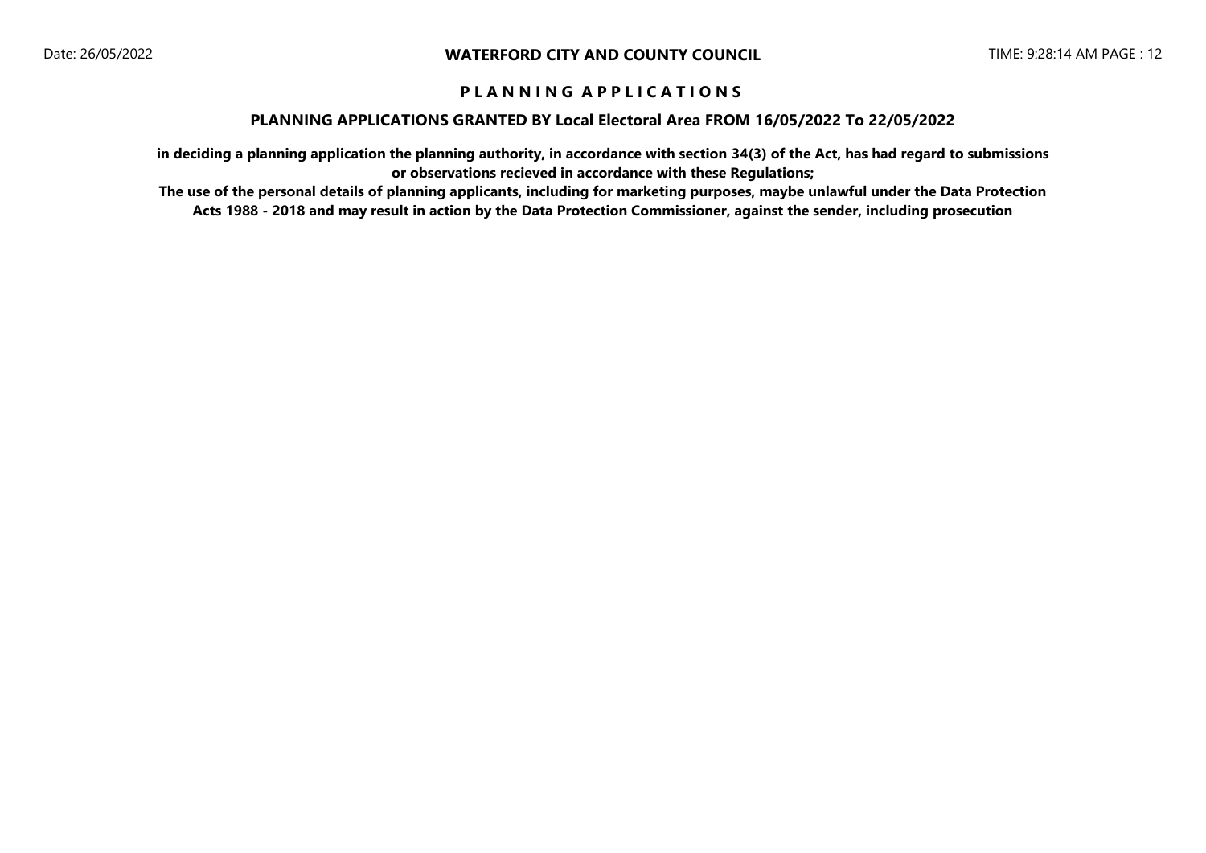# WATERFORD CITY AND COUNTY COUNCIL

## P L A N N I N G   A P P L I C A T I O N S

### PLANNING APPLICATIONS GRANTED BY Local Electoral Area FROM 16/05/2022 To 22/05/2022

**in deciding a planning application the planning authority, in accordance with section 34(3) of the Act, has had regard to submissions or observations recieved in accordance with these Regulations;**

**The use of the personal details of planning applicants, including for marketing purposes, maybe unlawful under the Data Protection Acts 1988 - 2018 and may result in action by the Data Protection Commissioner, against the sender, including prosecution**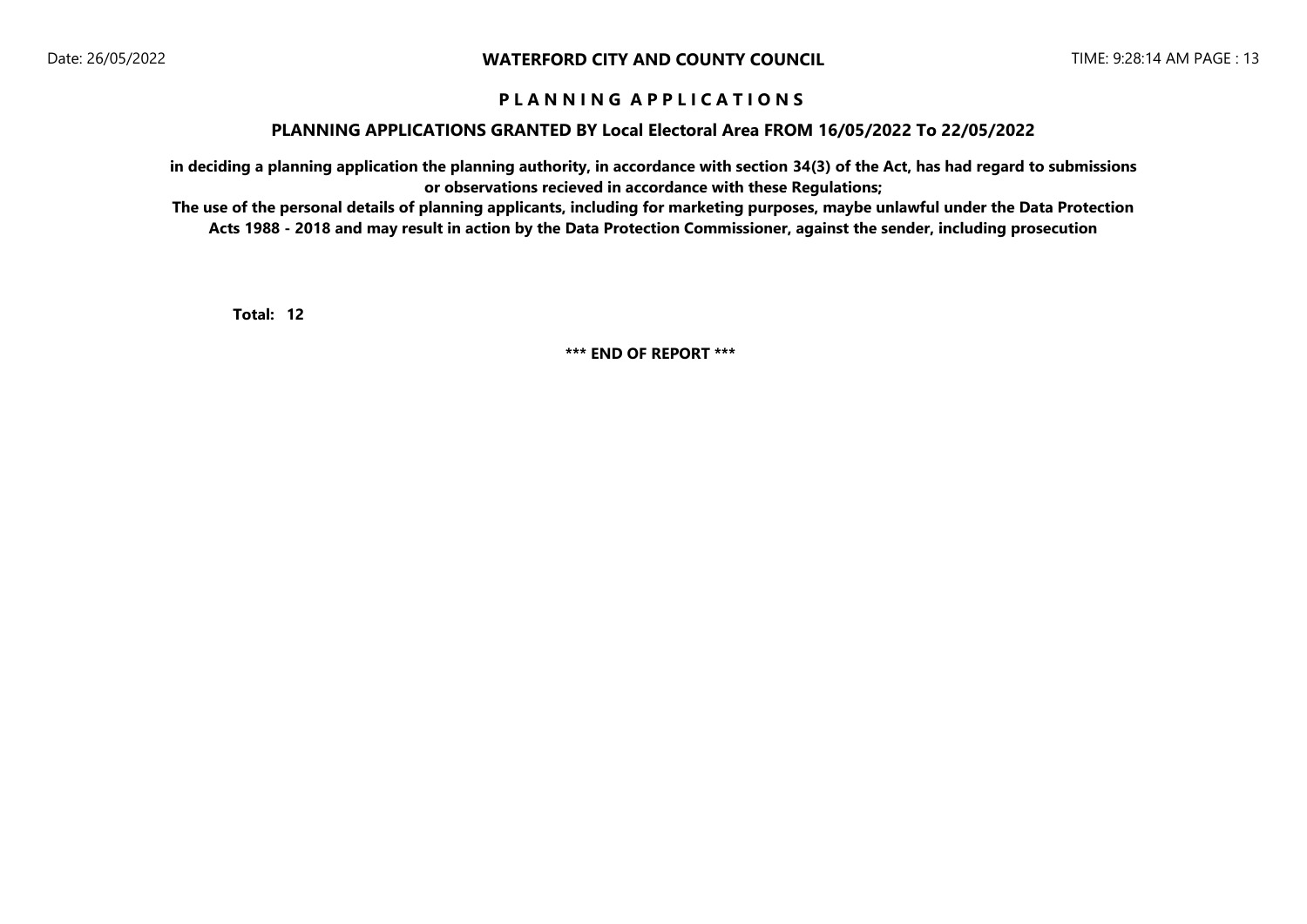## P L A N N I N G   A P P L I C A T I O N S

### PLANNING APPLICATIONS GRANTED BY Local Electoral Area FROM 16/05/2022 To 22/05/2022

**in deciding a planning application the planning authority, in accordance with section 34(3) of the Act, has had regard to submissions or observations recieved in accordance with these Regulations;**

**The use of the personal details of planning applicants, including for marketing purposes, maybe unlawful under the Data Protection Acts 1988 - 2018 and may result in action by the Data Protection Commissioner, against the sender, including prosecution**

**Total: 12**

**\*\*\* END OF REPORT \*\*\***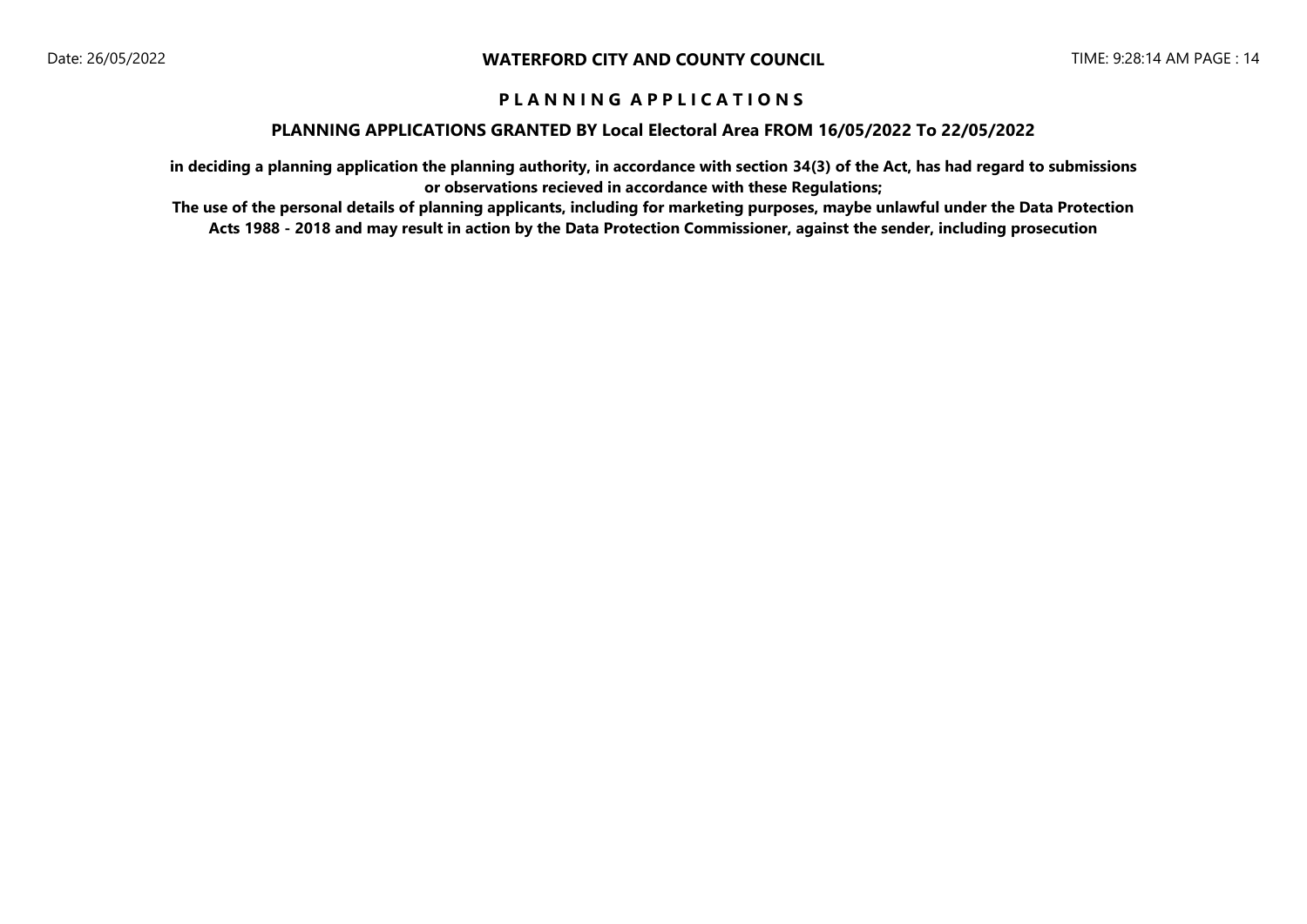# P L A N N I N G  A P P L I C A T I O N S

## PLANNING APPLICATIONS GRANTED BY Local Electoral Area FROM 16/05/2022 To 22/05/2022

**in deciding a planning application the planning authority, in accordance with section 34(3) of the Act, has had regard to submissions or observations recieved in accordance with these Regulations;**

**The use of the personal details of planning applicants, including for marketing purposes, maybe unlawful under the Data Protection Acts 1988 - 2018 and may result in action by the Data Protection Commissioner, against the sender, including prosecution**